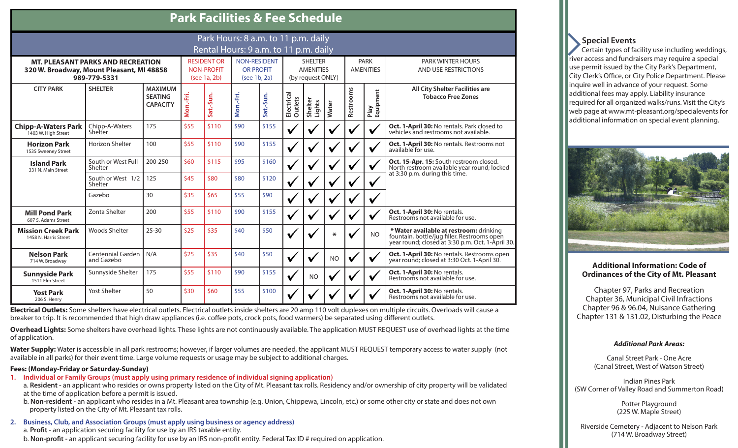# Park Facilities & Fee Schedule

Park Hours: 8 a.m. to 11 p.m. daily
Rental Hours: 9 a.m. to 11 p.m. daily

| MT. PLEASANT PARKS AND RECREATION 320 W. Broadway, Mount Pleasant, MI 48858 989-779-5331 | | | RESIDENT OR NON-PROFIT (see 1a, 2b) | | NON-RESIDENT OR PROFIT (see 1b, 2a) | | SHELTER AMENITIES (by request ONLY) | | | PARK AMENITIES | | PARK WINTER HOURS AND USE RESTRICTIONS |
|---|---|---|---|---|---|---|---|---|---|---|---|---|
| CITY PARK | SHELTER | MAXIMUM SEATING CAPACITY | Mon.-Fri. | Sat.-Sun. | Mon.-Fri. | Sat.-Sun. | Electrical Outlets | Shelter Lights | Water | Restrooms | Play Equipment | All City Shelter Facilities are Tobacco Free Zones |
| **Chipp-A-Waters Park** 1403 W. High Street | Chipp-A-Waters Shelter | 175 | $55 | $110 | $90 | $155 | ✓ | ✓ | ✓ | ✓ | ✓ | **Oct. 1-April 30:** No rentals. Park closed to vehicles and restrooms not available. |
| **Horizon Park** 1535 Sweeney Street | Horizon Shelter | 100 | $55 | $110 | $90 | $155 | ✓ | ✓ | ✓ | ✓ | ✓ | **Oct. 1-April 30:** No rentals. Restrooms not available for use. |
| **Island Park** 331 N. Main Street | South or West Full Shelter | 200-250 | $60 | $115 | $95 | $160 | ✓ | ✓ | ✓ | ✓ | ✓ | **Oct. 15-Apr. 15:** South restroom closed. North restroom available year round; locked at 3:30 p.m. during this time. |
| | South or West 1/2 Shelter | 125 | $45 | $80 | $80 | $120 | ✓ | ✓ | ✓ | ✓ | ✓ | |
| | Gazebo | 30 | $35 | $65 | $55 | $90 | ✓ | ✓ | ✓ | ✓ | ✓ | |
| **Mill Pond Park** 607 S. Adams Street | Zonta Shelter | 200 | $55 | $110 | $90 | $155 | ✓ | ✓ | ✓ | ✓ | ✓ | **Oct. 1-April 30:** No rentals. Restrooms not available for use. |
| **Mission Creek Park** 1458 N. Harris Street | Woods Shelter | 25-30 | $25 | $35 | $40 | $50 | ✓ | ✓ | * | ✓ | NO | **\* Water available at restroom:** drinking fountain, bottle/jug filler. Restrooms open year round; closed at 3:30 p.m. Oct. 1-April 30. |
| **Nelson Park** 714 W. Broadway | Centennial Garden and Gazebo | N/A | $25 | $35 | $40 | $50 | ✓ | ✓ | NO | ✓ | ✓ | **Oct. 1-April 30:** No rentals. Restrooms open year round; closed at 3:30 Oct. 1-April 30. |
| **Sunnyside Park** 1511 Elm Street | Sunnyside Shelter | 175 | $55 | $110 | $90 | $155 | ✓ | NO | ✓ | ✓ | ✓ | **Oct. 1-April 30:** No rentals. Restrooms not available for use. |
| **Yost Park** 206 S. Henry | Yost Shelter | 50 | $30 | $60 | $55 | $100 | ✓ | ✓ | ✓ | ✓ | ✓ | **Oct. 1-April 30:** No rentals. Restrooms not available for use. |

**Electrical Outlets:** Some shelters have electrical outlets. Electrical outlets inside shelters are 20 amp 110 volt duplexes on multiple circuits. Overloads will cause a breaker to trip. It is recommended that high draw appliances (i.e. coffee pots, crock pots, food warmers) be separated using different outlets.

**Overhead Lights:** Some shelters have overhead lights. These lights are not continuously available. The application MUST REQUEST use of overhead lights at the time of application.

**Water Supply:** Water is accessible in all park restrooms; however, if larger volumes are needed, the applicant MUST REQUEST temporary access to water supply (not available in all parks) for their event time. Large volume requests or usage may be subject to additional charges.

**Fees: (Monday-Friday or Saturday-Sunday)**

1. **Individual or Family Groups (must apply using primary residence of individual signing application)**
   a. **Resident** - an applicant who resides or owns property listed on the City of Mt. Pleasant tax rolls. Residency and/or ownership of city property will be validated at the time of application before a permit is issued.
   b. **Non-resident** - an applicant who resides in a Mt. Pleasant area township (e.g. Union, Chippewa, Lincoln, etc.) or some other city or state and does not own property listed on the City of Mt. Pleasant tax rolls.

2. **Business, Club, and Association Groups (must apply using business or agency address)**
   a. **Profit** - an application securing facility for use by an IRS taxable entity.
   b. **Non-profit** - an applicant securing facility for use by an IRS non-profit entity. Federal Tax ID # required on application.

## Special Events

Certain types of facility use including weddings, river access and fundraisers may require a special use permit issued by the City Park's Department, City Clerk's Office, or City Police Department. Please inquire well in advance of your request. Some additional fees may apply. Liability insurance required for all organized walks/runs. Visit the City's web page at www.mt-pleasant.org/specialevents for additional information on special event planning.

## Additional Information: Code of Ordinances of the City of Mt. Pleasant

Chapter 97, Parks and Recreation
Chapter 36, Municipal Civil Infractions
Chapter 96 & 96.04, Nuisance Gathering
Chapter 131 & 131.02, Disturbing the Peace

***Additional Park Areas:***

Canal Street Park - One Acre
(Canal Street, West of Watson Street)

Indian Pines Park
(SW Corner of Valley Road and Summerton Road)

Potter Playground
(225 W. Maple Street)

Riverside Cemetery - Adjacent to Nelson Park
(714 W. Broadway Street)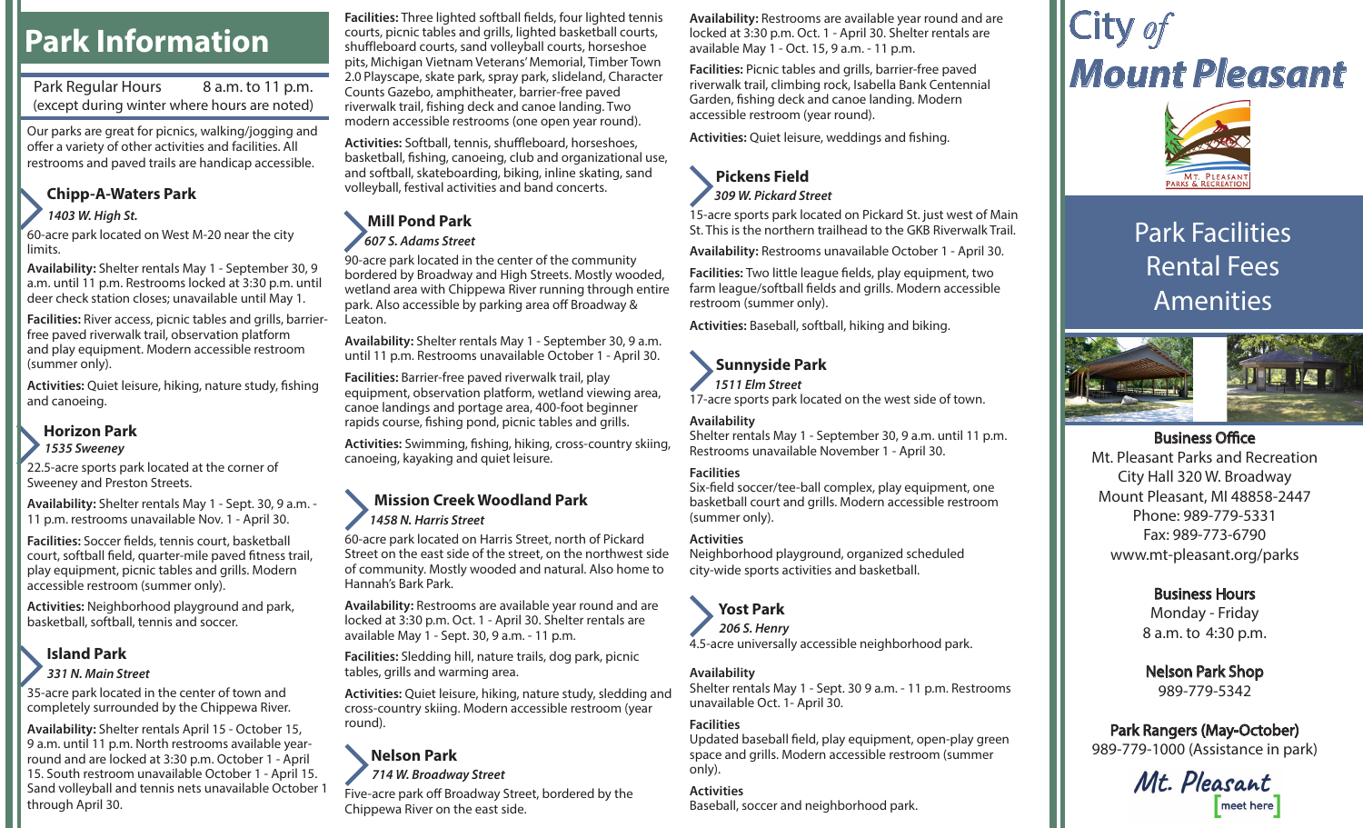# Park Information

Park Regular Hours 8 a.m. to 11 p.m.
(except during winter where hours are noted)

Our parks are great for picnics, walking/jogging and offer a variety of other activities and facilities. All restrooms and paved trails are handicap accessible.

## Chipp-A-Waters Park

***1403 W. High St.***

60-acre park located on West M-20 near the city limits.

**Availability:** Shelter rentals May 1 - September 30, 9 a.m. until 11 p.m. Restrooms locked at 3:30 p.m. until deer check station closes; unavailable until May 1.

**Facilities:** River access, picnic tables and grills, barrier-free paved riverwalk trail, observation platform and play equipment. Modern accessible restroom (summer only).

**Activities:** Quiet leisure, hiking, nature study, fishing and canoeing.

## Horizon Park

***1535 Sweeney***

22.5-acre sports park located at the corner of Sweeney and Preston Streets.

**Availability:** Shelter rentals May 1 - Sept. 30, 9 a.m. - 11 p.m. restrooms unavailable Nov. 1 - April 30.

**Facilities:** Soccer fields, tennis court, basketball court, softball field, quarter-mile paved fitness trail, play equipment, picnic tables and grills. Modern accessible restroom (summer only).

**Activities:** Neighborhood playground and park, basketball, softball, tennis and soccer.

## Island Park

***331 N. Main Street***

35-acre park located in the center of town and completely surrounded by the Chippewa River.

**Availability:** Shelter rentals April 15 - October 15, 9 a.m. until 11 p.m. North restrooms available year-round and are locked at 3:30 p.m. October 1 - April 15. South restroom unavailable October 1 - April 15. Sand volleyball and tennis nets unavailable October 1 through April 30.

**Facilities:** Three lighted softball fields, four lighted tennis courts, picnic tables and grills, lighted basketball courts, shuffleboard courts, sand volleyball courts, horseshoe pits, Michigan Vietnam Veterans' Memorial, Timber Town 2.0 Playscape, skate park, spray park, slideland, Character Counts Gazebo, amphitheater, barrier-free paved riverwalk trail, fishing deck and canoe landing. Two modern accessible restrooms (one open year round).

**Activities:** Softball, tennis, shuffleboard, horseshoes, basketball, fishing, canoeing, club and organizational use, and softball, skateboarding, biking, inline skating, sand volleyball, festival activities and band concerts.

## Mill Pond Park

***607 S. Adams Street***

90-acre park located in the center of the community bordered by Broadway and High Streets. Mostly wooded, wetland area with Chippewa River running through entire park. Also accessible by parking area off Broadway & Leaton.

**Availability:** Shelter rentals May 1 - September 30, 9 a.m. until 11 p.m. Restrooms unavailable October 1 - April 30.

**Facilities:** Barrier-free paved riverwalk trail, play equipment, observation platform, wetland viewing area, canoe landings and portage area, 400-foot beginner rapids course, fishing pond, picnic tables and grills.

**Activities:** Swimming, fishing, hiking, cross-country skiing, canoeing, kayaking and quiet leisure.

## Mission Creek Woodland Park

***1458 N. Harris Street***

60-acre park located on Harris Street, north of Pickard Street on the east side of the street, on the northwest side of community. Mostly wooded and natural. Also home to Hannah's Bark Park.

**Availability:** Restrooms are available year round and are locked at 3:30 p.m. Oct. 1 - April 30. Shelter rentals are available May 1 - Sept. 30, 9 a.m. - 11 p.m.

**Facilities:** Sledding hill, nature trails, dog park, picnic tables, grills and warming area.

**Activities:** Quiet leisure, hiking, nature study, sledding and cross-country skiing. Modern accessible restroom (year round).

## Nelson Park

***714 W. Broadway Street***

Five-acre park off Broadway Street, bordered by the Chippewa River on the east side.

**Availability:** Restrooms are available year round and are locked at 3:30 p.m. Oct. 1 - April 30. Shelter rentals are available May 1 - Oct. 15, 9 a.m. - 11 p.m.

**Facilities:** Picnic tables and grills, barrier-free paved riverwalk trail, climbing rock, Isabella Bank Centennial Garden, fishing deck and canoe landing. Modern accessible restroom (year round).

**Activities:** Quiet leisure, weddings and fishing.

## Pickens Field

***309 W. Pickard Street***

15-acre sports park located on Pickard St. just west of Main St. This is the northern trailhead to the GKB Riverwalk Trail.

**Availability:** Restrooms unavailable October 1 - April 30.

**Facilities:** Two little league fields, play equipment, two farm league/softball fields and grills. Modern accessible restroom (summer only).

**Activities:** Baseball, softball, hiking and biking.

## Sunnyside Park

***1511 Elm Street***

17-acre sports park located on the west side of town.

**Availability**

Shelter rentals May 1 - September 30, 9 a.m. until 11 p.m. Restrooms unavailable November 1 - April 30.

**Facilities**

Six-field soccer/tee-ball complex, play equipment, one basketball court and grills. Modern accessible restroom (summer only).

**Activities**

Neighborhood playground, organized scheduled city-wide sports activities and basketball.

## Yost Park

***206 S. Henry***

4.5-acre universally accessible neighborhood park.

**Availability**

Shelter rentals May 1 - Sept. 30 9 a.m. - 11 p.m. Restrooms unavailable Oct. 1- April 30.

**Facilities**

Updated baseball field, play equipment, open-play green space and grills. Modern accessible restroom (summer only).

**Activities**

Baseball, soccer and neighborhood park.

# City *of* Mount Pleasant

MT. PLEASANT PARKS & RECREATION

## Park Facilities
## Rental Fees
## Amenities

**Business Office**
Mt. Pleasant Parks and Recreation
City Hall 320 W. Broadway
Mount Pleasant, MI 48858-2447
Phone: 989-779-5331
Fax: 989-773-6790
www.mt-pleasant.org/parks

**Business Hours**
Monday - Friday
8 a.m. to 4:30 p.m.

**Nelson Park Shop**
989-779-5342

**Park Rangers (May-October)**
989-779-1000 (Assistance in park)

Mt. Pleasant [meet here]